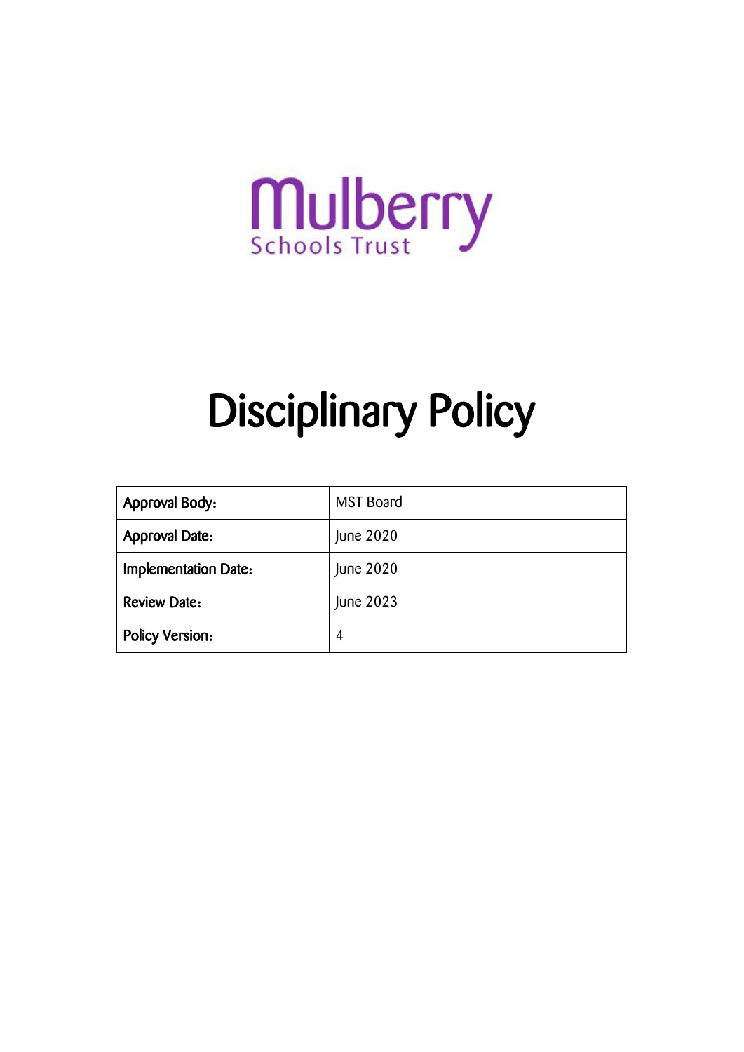Mulberry
Schools Trust

# Disciplinary Policy

| Approval Body: | MST Board |
| --- | --- |
| Approval Date: | June 2020 |
| Implementation Date: | June 2020 |
| Review Date: | June 2023 |
| Policy Version: | 4 |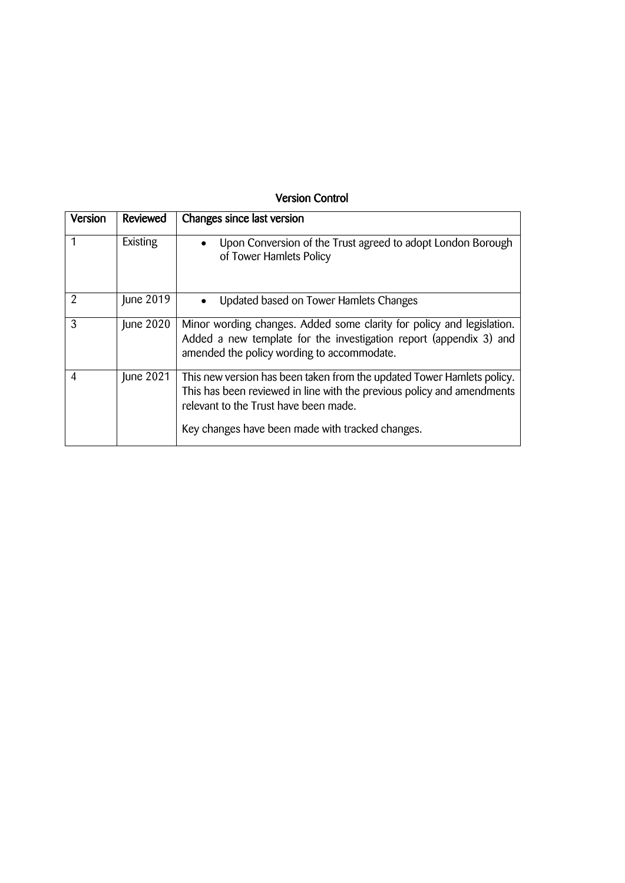## Version Control

| Version | Reviewed | Changes since last version |
|---|---|---|
| 1 | Existing | • Upon Conversion of the Trust agreed to adopt London Borough of Tower Hamlets Policy |
| 2 | June 2019 | • Updated based on Tower Hamlets Changes |
| 3 | June 2020 | Minor wording changes. Added some clarity for policy and legislation. Added a new template for the investigation report (appendix 3) and amended the policy wording to accommodate. |
| 4 | June 2021 | This new version has been taken from the updated Tower Hamlets policy. This has been reviewed in line with the previous policy and amendments relevant to the Trust have been made.<br><br>Key changes have been made with tracked changes. |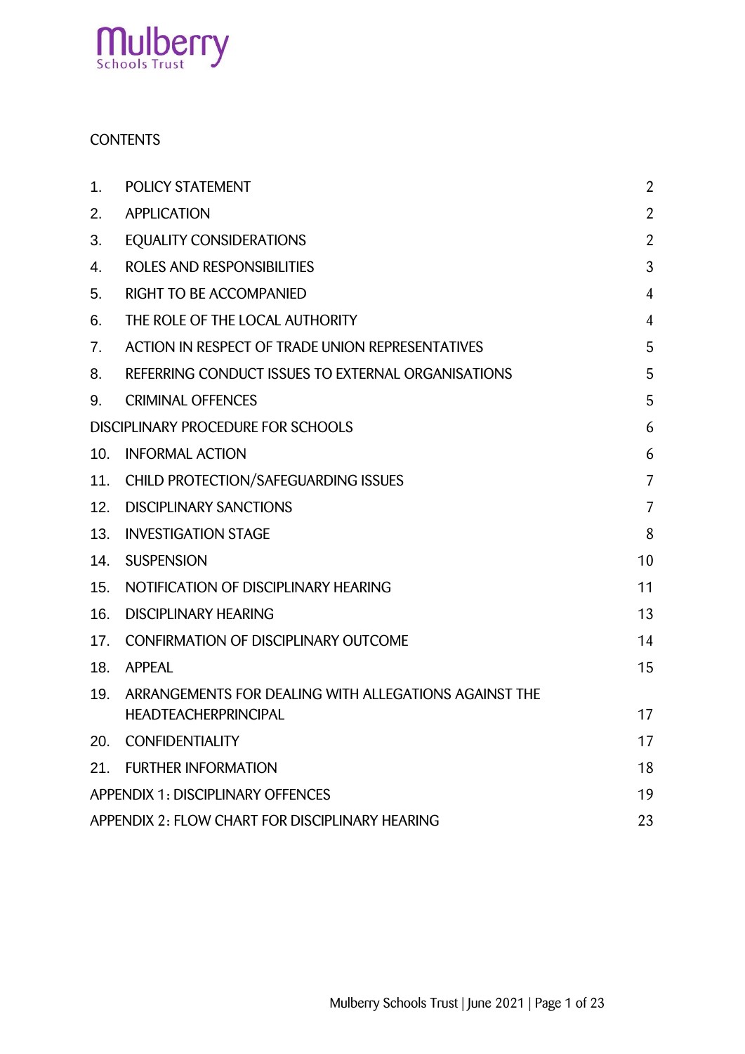CONTENTS

| | | |
|---|---|---|
| 1. | POLICY STATEMENT | 2 |
| 2. | APPLICATION | 2 |
| 3. | EQUALITY CONSIDERATIONS | 2 |
| 4. | ROLES AND RESPONSIBILITIES | 3 |
| 5. | RIGHT TO BE ACCOMPANIED | 4 |
| 6. | THE ROLE OF THE LOCAL AUTHORITY | 4 |
| 7. | ACTION IN RESPECT OF TRADE UNION REPRESENTATIVES | 5 |
| 8. | REFERRING CONDUCT ISSUES TO EXTERNAL ORGANISATIONS | 5 |
| 9. | CRIMINAL OFFENCES | 5 |
| DISCIPLINARY PROCEDURE FOR SCHOOLS | | 6 |
| 10. | INFORMAL ACTION | 6 |
| 11. | CHILD PROTECTION/SAFEGUARDING ISSUES | 7 |
| 12. | DISCIPLINARY SANCTIONS | 7 |
| 13. | INVESTIGATION STAGE | 8 |
| 14. | SUSPENSION | 10 |
| 15. | NOTIFICATION OF DISCIPLINARY HEARING | 11 |
| 16. | DISCIPLINARY HEARING | 13 |
| 17. | CONFIRMATION OF DISCIPLINARY OUTCOME | 14 |
| 18. | APPEAL | 15 |
| 19. | ARRANGEMENTS FOR DEALING WITH ALLEGATIONS AGAINST THE HEADTEACHERPRINCIPAL | 17 |
| 20. | CONFIDENTIALITY | 17 |
| 21. | FURTHER INFORMATION | 18 |
| APPENDIX 1: DISCIPLINARY OFFENCES | | 19 |
| APPENDIX 2: FLOW CHART FOR DISCIPLINARY HEARING | | 23 |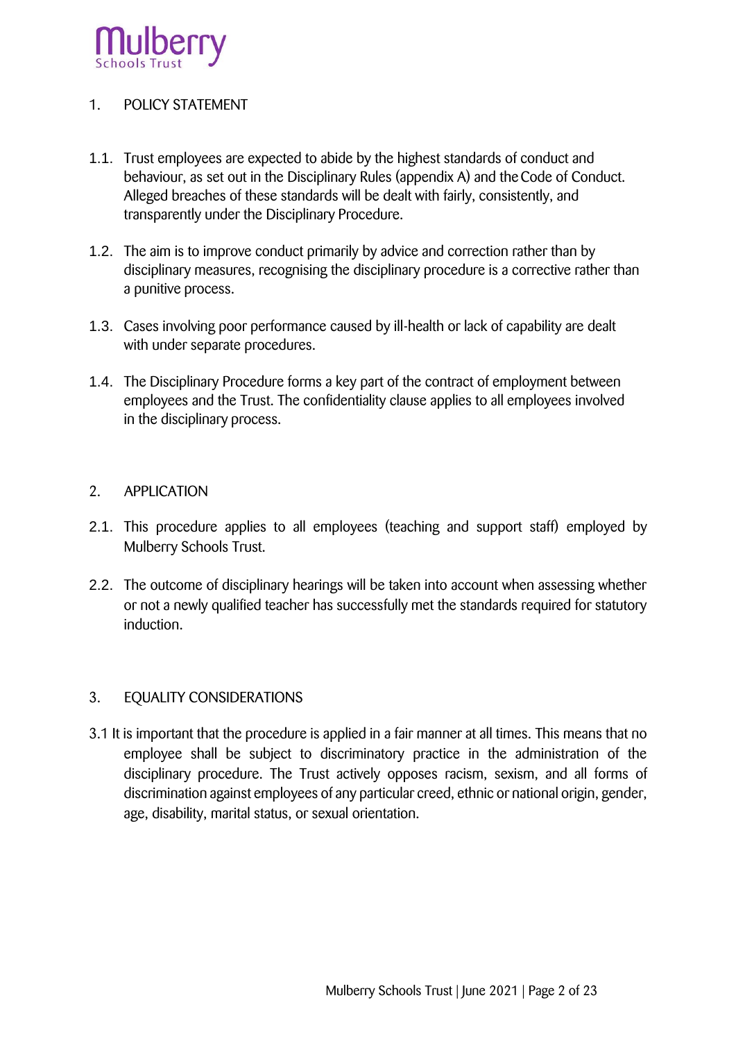## 1. POLICY STATEMENT

1.1. Trust employees are expected to abide by the highest standards of conduct and behaviour, as set out in the Disciplinary Rules (appendix A) and the Code of Conduct. Alleged breaches of these standards will be dealt with fairly, consistently, and transparently under the Disciplinary Procedure.

1.2. The aim is to improve conduct primarily by advice and correction rather than by disciplinary measures, recognising the disciplinary procedure is a corrective rather than a punitive process.

1.3. Cases involving poor performance caused by ill-health or lack of capability are dealt with under separate procedures.

1.4. The Disciplinary Procedure forms a key part of the contract of employment between employees and the Trust. The confidentiality clause applies to all employees involved in the disciplinary process.

## 2. APPLICATION

2.1. This procedure applies to all employees (teaching and support staff) employed by Mulberry Schools Trust.

2.2. The outcome of disciplinary hearings will be taken into account when assessing whether or not a newly qualified teacher has successfully met the standards required for statutory induction.

## 3. EQUALITY CONSIDERATIONS

3.1 It is important that the procedure is applied in a fair manner at all times. This means that no employee shall be subject to discriminatory practice in the administration of the disciplinary procedure. The Trust actively opposes racism, sexism, and all forms of discrimination against employees of any particular creed, ethnic or national origin, gender, age, disability, marital status, or sexual orientation.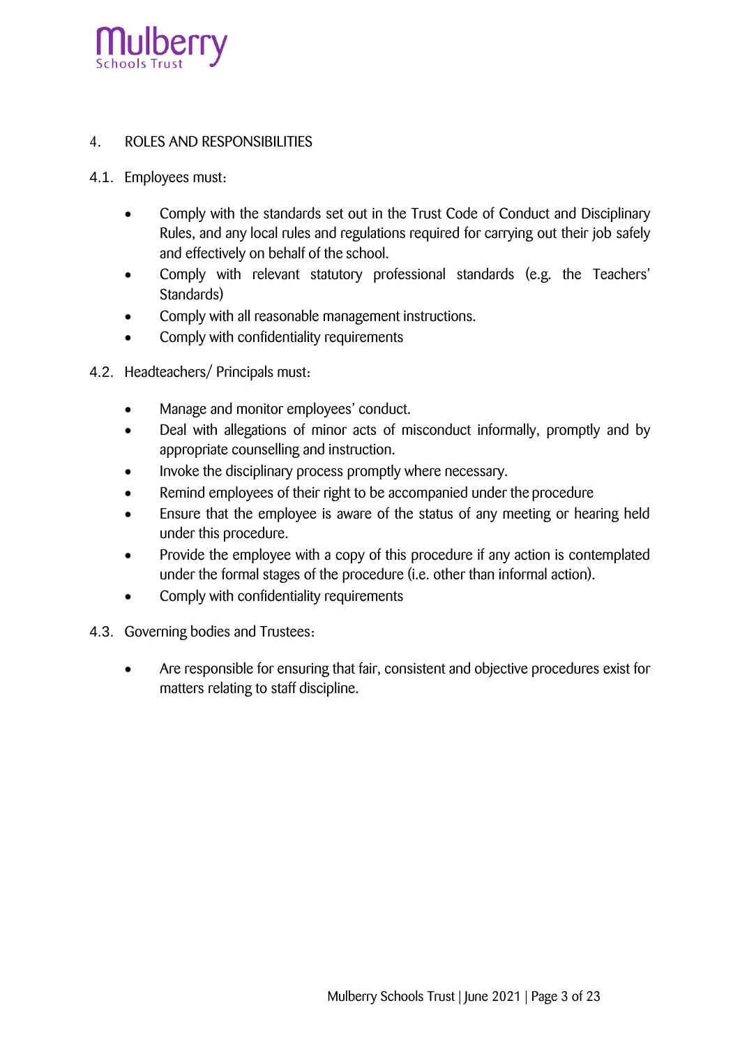## 4. ROLES AND RESPONSIBILITIES

4.1. Employees must:

- Comply with the standards set out in the Trust Code of Conduct and Disciplinary Rules, and any local rules and regulations required for carrying out their job safely and effectively on behalf of the school.
- Comply with relevant statutory professional standards (e.g. the Teachers' Standards)
- Comply with all reasonable management instructions.
- Comply with confidentiality requirements

4.2. Headteachers/ Principals must:

- Manage and monitor employees' conduct.
- Deal with allegations of minor acts of misconduct informally, promptly and by appropriate counselling and instruction.
- Invoke the disciplinary process promptly where necessary.
- Remind employees of their right to be accompanied under the procedure
- Ensure that the employee is aware of the status of any meeting or hearing held under this procedure.
- Provide the employee with a copy of this procedure if any action is contemplated under the formal stages of the procedure (i.e. other than informal action).
- Comply with confidentiality requirements

4.3. Governing bodies and Trustees:

- Are responsible for ensuring that fair, consistent and objective procedures exist for matters relating to staff discipline.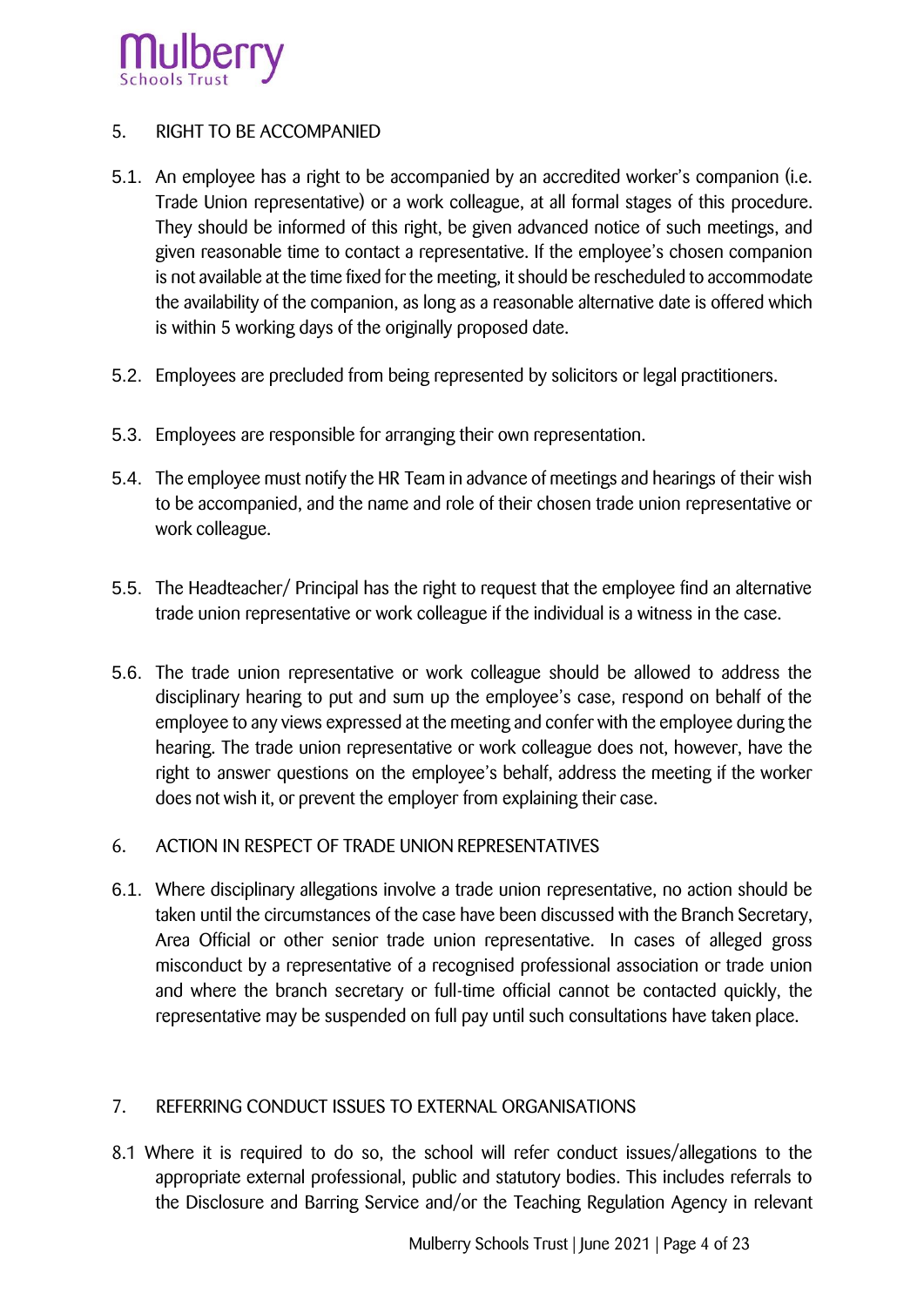## 5. RIGHT TO BE ACCOMPANIED

5.1. An employee has a right to be accompanied by an accredited worker's companion (i.e. Trade Union representative) or a work colleague, at all formal stages of this procedure. They should be informed of this right, be given advanced notice of such meetings, and given reasonable time to contact a representative. If the employee's chosen companion is not available at the time fixed for the meeting, it should be rescheduled to accommodate the availability of the companion, as long as a reasonable alternative date is offered which is within 5 working days of the originally proposed date.

5.2. Employees are precluded from being represented by solicitors or legal practitioners.

5.3. Employees are responsible for arranging their own representation.

5.4. The employee must notify the HR Team in advance of meetings and hearings of their wish to be accompanied, and the name and role of their chosen trade union representative or work colleague.

5.5. The Headteacher/ Principal has the right to request that the employee find an alternative trade union representative or work colleague if the individual is a witness in the case.

5.6. The trade union representative or work colleague should be allowed to address the disciplinary hearing to put and sum up the employee's case, respond on behalf of the employee to any views expressed at the meeting and confer with the employee during the hearing. The trade union representative or work colleague does not, however, have the right to answer questions on the employee's behalf, address the meeting if the worker does not wish it, or prevent the employer from explaining their case.

## 6. ACTION IN RESPECT OF TRADE UNION REPRESENTATIVES

6.1. Where disciplinary allegations involve a trade union representative, no action should be taken until the circumstances of the case have been discussed with the Branch Secretary, Area Official or other senior trade union representative. In cases of alleged gross misconduct by a representative of a recognised professional association or trade union and where the branch secretary or full-time official cannot be contacted quickly, the representative may be suspended on full pay until such consultations have taken place.

## 7. REFERRING CONDUCT ISSUES TO EXTERNAL ORGANISATIONS

8.1 Where it is required to do so, the school will refer conduct issues/allegations to the appropriate external professional, public and statutory bodies. This includes referrals to the Disclosure and Barring Service and/or the Teaching Regulation Agency in relevant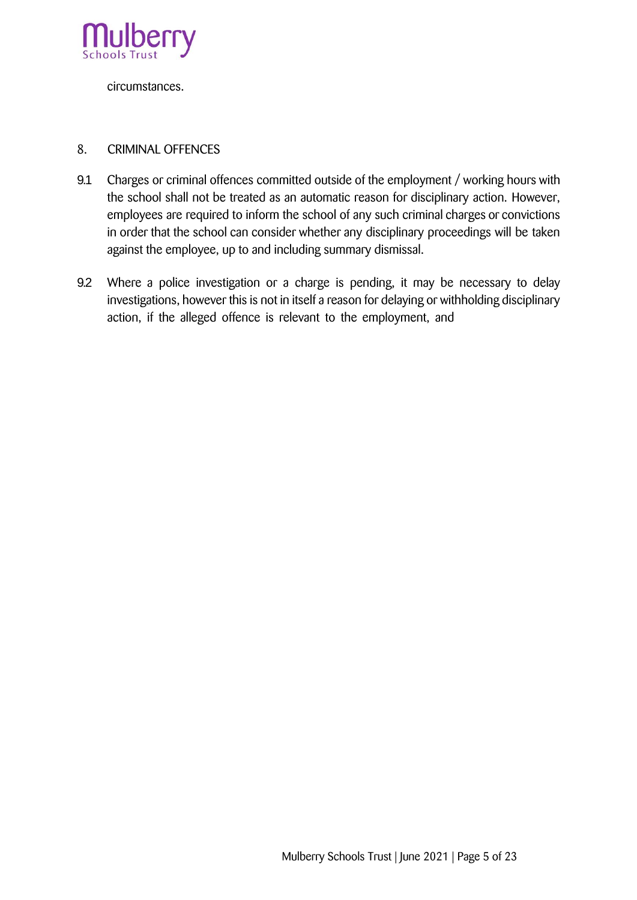circumstances.

8. CRIMINAL OFFENCES

9.1 Charges or criminal offences committed outside of the employment / working hours with the school shall not be treated as an automatic reason for disciplinary action. However, employees are required to inform the school of any such criminal charges or convictions in order that the school can consider whether any disciplinary proceedings will be taken against the employee, up to and including summary dismissal.

9.2 Where a police investigation or a charge is pending, it may be necessary to delay investigations, however this is not in itself a reason for delaying or withholding disciplinary action, if the alleged offence is relevant to the employment, and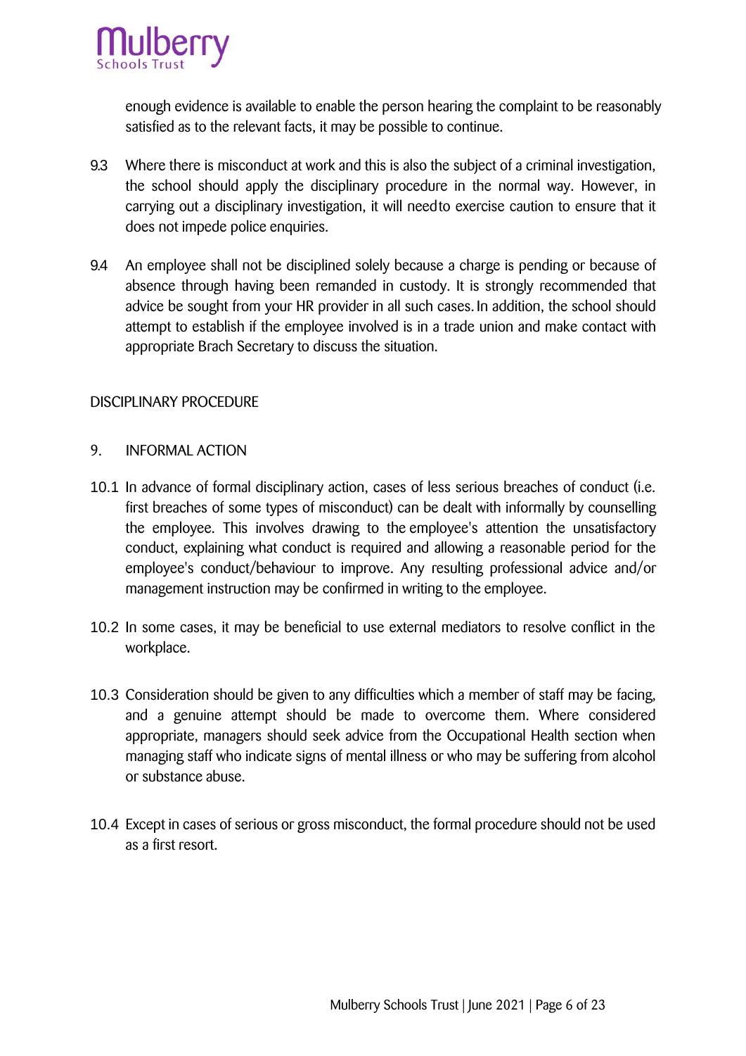enough evidence is available to enable the person hearing the complaint to be reasonably satisfied as to the relevant facts, it may be possible to continue.

9.3 Where there is misconduct at work and this is also the subject of a criminal investigation, the school should apply the disciplinary procedure in the normal way. However, in carrying out a disciplinary investigation, it will needto exercise caution to ensure that it does not impede police enquiries.

9.4 An employee shall not be disciplined solely because a charge is pending or because of absence through having been remanded in custody. It is strongly recommended that advice be sought from your HR provider in all such cases. In addition, the school should attempt to establish if the employee involved is in a trade union and make contact with appropriate Brach Secretary to discuss the situation.

## DISCIPLINARY PROCEDURE

### 9. INFORMAL ACTION

10.1 In advance of formal disciplinary action, cases of less serious breaches of conduct (i.e. first breaches of some types of misconduct) can be dealt with informally by counselling the employee. This involves drawing to the employee's attention the unsatisfactory conduct, explaining what conduct is required and allowing a reasonable period for the employee's conduct/behaviour to improve. Any resulting professional advice and/or management instruction may be confirmed in writing to the employee.

10.2 In some cases, it may be beneficial to use external mediators to resolve conflict in the workplace.

10.3 Consideration should be given to any difficulties which a member of staff may be facing, and a genuine attempt should be made to overcome them. Where considered appropriate, managers should seek advice from the Occupational Health section when managing staff who indicate signs of mental illness or who may be suffering from alcohol or substance abuse.

10.4 Except in cases of serious or gross misconduct, the formal procedure should not be used as a first resort.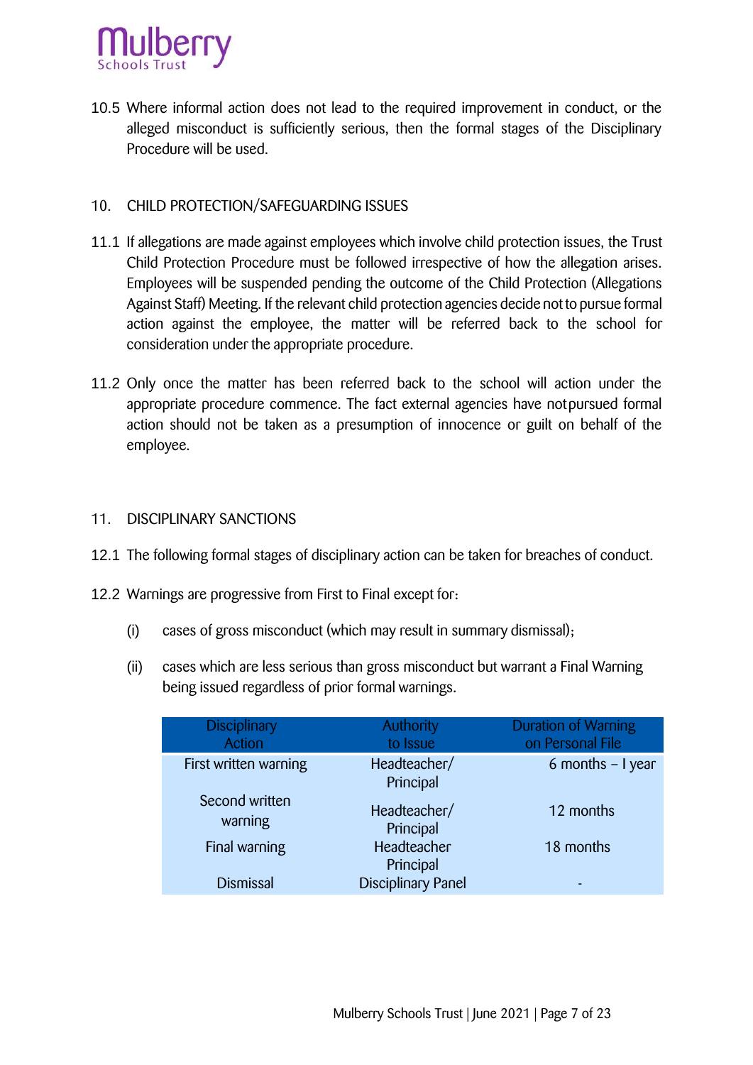10.5 Where informal action does not lead to the required improvement in conduct, or the alleged misconduct is sufficiently serious, then the formal stages of the Disciplinary Procedure will be used.

## 10. CHILD PROTECTION/SAFEGUARDING ISSUES

11.1 If allegations are made against employees which involve child protection issues, the Trust Child Protection Procedure must be followed irrespective of how the allegation arises. Employees will be suspended pending the outcome of the Child Protection (Allegations Against Staff) Meeting. If the relevant child protection agencies decide not to pursue formal action against the employee, the matter will be referred back to the school for consideration under the appropriate procedure.

11.2 Only once the matter has been referred back to the school will action under the appropriate procedure commence. The fact external agencies have not pursued formal action should not be taken as a presumption of innocence or guilt on behalf of the employee.

## 11. DISCIPLINARY SANCTIONS

12.1 The following formal stages of disciplinary action can be taken for breaches of conduct.

12.2 Warnings are progressive from First to Final except for:

(i) cases of gross misconduct (which may result in summary dismissal);

(ii) cases which are less serious than gross misconduct but warrant a Final Warning being issued regardless of prior formal warnings.

| Disciplinary Action | Authority to Issue | Duration of Warning on Personal File |
|---|---|---|
| First written warning | Headteacher/ Principal | 6 months – I year |
| Second written warning | Headteacher/ Principal | 12 months |
| Final warning | Headteacher Principal | 18 months |
| Dismissal | Disciplinary Panel | - |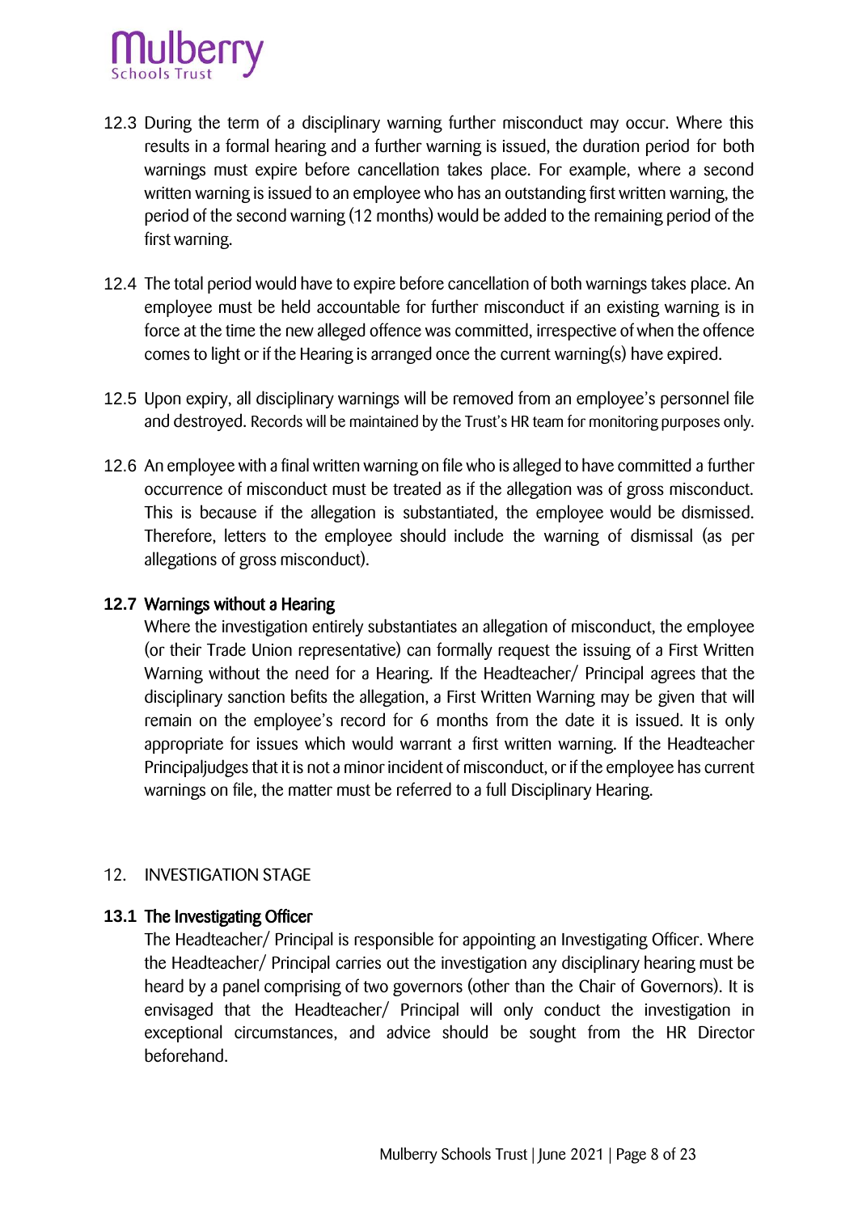12.3 During the term of a disciplinary warning further misconduct may occur. Where this results in a formal hearing and a further warning is issued, the duration period for both warnings must expire before cancellation takes place. For example, where a second written warning is issued to an employee who has an outstanding first written warning, the period of the second warning (12 months) would be added to the remaining period of the first warning.

12.4 The total period would have to expire before cancellation of both warnings takes place. An employee must be held accountable for further misconduct if an existing warning is in force at the time the new alleged offence was committed, irrespective of when the offence comes to light or if the Hearing is arranged once the current warning(s) have expired.

12.5 Upon expiry, all disciplinary warnings will be removed from an employee's personnel file and destroyed. Records will be maintained by the Trust's HR team for monitoring purposes only.

12.6 An employee with a final written warning on file who is alleged to have committed a further occurrence of misconduct must be treated as if the allegation was of gross misconduct. This is because if the allegation is substantiated, the employee would be dismissed. Therefore, letters to the employee should include the warning of dismissal (as per allegations of gross misconduct).

**12.7 Warnings without a Hearing**

Where the investigation entirely substantiates an allegation of misconduct, the employee (or their Trade Union representative) can formally request the issuing of a First Written Warning without the need for a Hearing. If the Headteacher/ Principal agrees that the disciplinary sanction befits the allegation, a First Written Warning may be given that will remain on the employee's record for 6 months from the date it is issued. It is only appropriate for issues which would warrant a first written warning. If the Headteacher Principaljudges that it is not a minor incident of misconduct, or if the employee has current warnings on file, the matter must be referred to a full Disciplinary Hearing.

## 12. INVESTIGATION STAGE

**13.1 The Investigating Officer**

The Headteacher/ Principal is responsible for appointing an Investigating Officer. Where the Headteacher/ Principal carries out the investigation any disciplinary hearing must be heard by a panel comprising of two governors (other than the Chair of Governors). It is envisaged that the Headteacher/ Principal will only conduct the investigation in exceptional circumstances, and advice should be sought from the HR Director beforehand.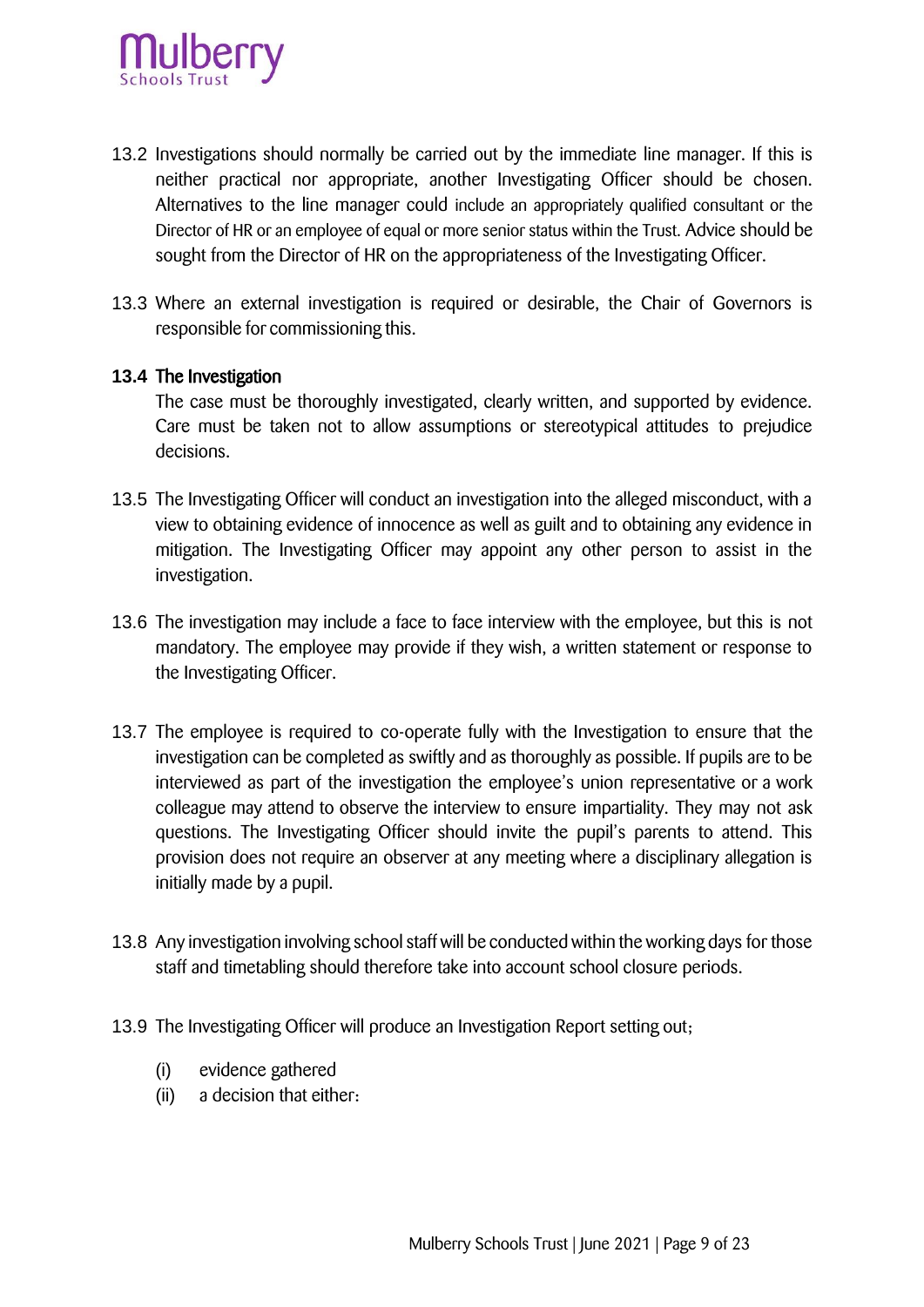13.2 Investigations should normally be carried out by the immediate line manager. If this is neither practical nor appropriate, another Investigating Officer should be chosen. Alternatives to the line manager could include an appropriately qualified consultant or the Director of HR or an employee of equal or more senior status within the Trust. Advice should be sought from the Director of HR on the appropriateness of the Investigating Officer.

13.3 Where an external investigation is required or desirable, the Chair of Governors is responsible for commissioning this.

**13.4 The Investigation**

The case must be thoroughly investigated, clearly written, and supported by evidence. Care must be taken not to allow assumptions or stereotypical attitudes to prejudice decisions.

13.5 The Investigating Officer will conduct an investigation into the alleged misconduct, with a view to obtaining evidence of innocence as well as guilt and to obtaining any evidence in mitigation. The Investigating Officer may appoint any other person to assist in the investigation.

13.6 The investigation may include a face to face interview with the employee, but this is not mandatory. The employee may provide if they wish, a written statement or response to the Investigating Officer.

13.7 The employee is required to co-operate fully with the Investigation to ensure that the investigation can be completed as swiftly and as thoroughly as possible. If pupils are to be interviewed as part of the investigation the employee's union representative or a work colleague may attend to observe the interview to ensure impartiality. They may not ask questions. The Investigating Officer should invite the pupil's parents to attend. This provision does not require an observer at any meeting where a disciplinary allegation is initially made by a pupil.

13.8 Any investigation involving school staff will be conducted within the working days for those staff and timetabling should therefore take into account school closure periods.

13.9 The Investigating Officer will produce an Investigation Report setting out;

(i) evidence gathered

(ii) a decision that either: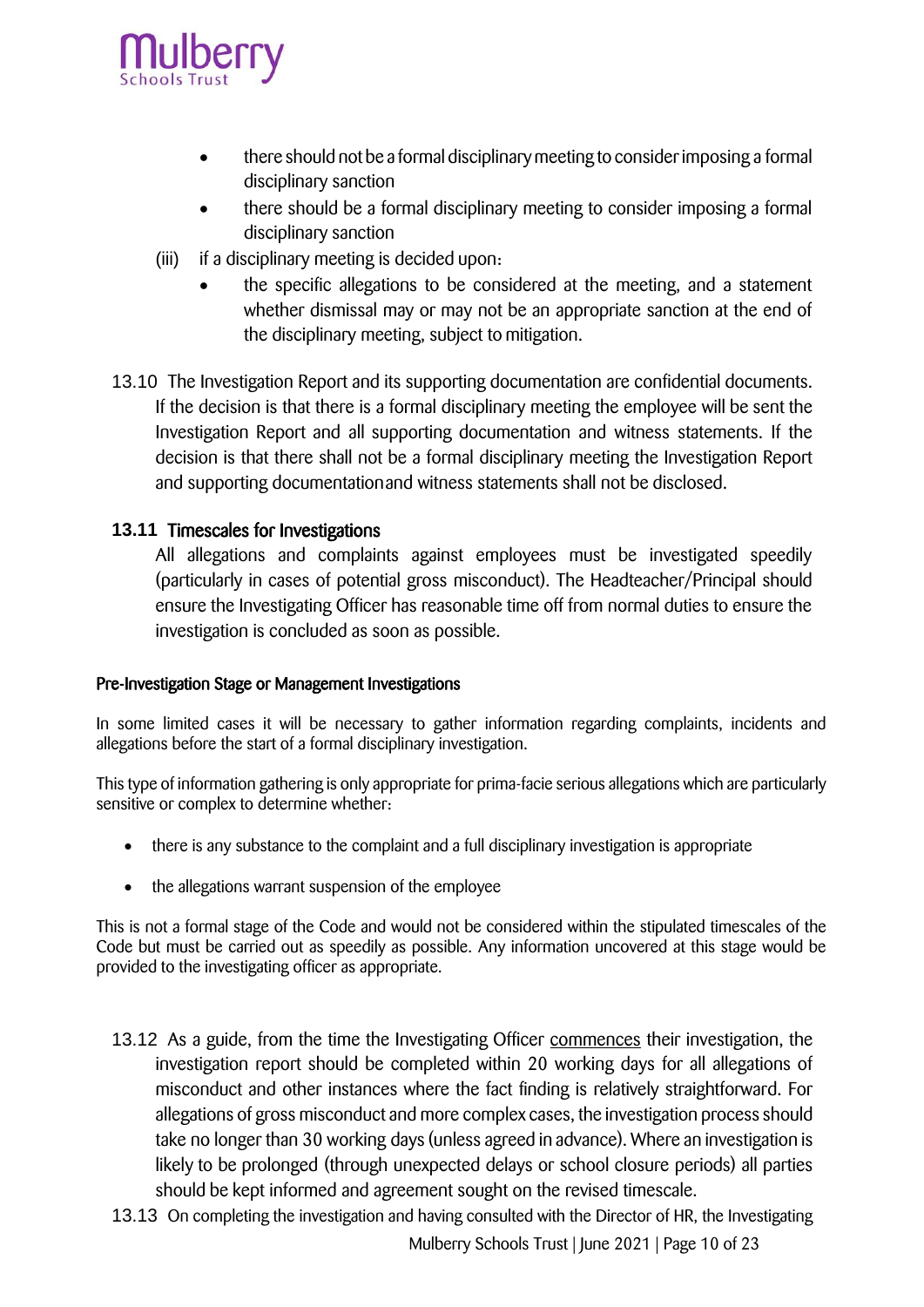- there should not be a formal disciplinary meeting to consider imposing a formal disciplinary sanction
- there should be a formal disciplinary meeting to consider imposing a formal disciplinary sanction

(iii) if a disciplinary meeting is decided upon:

- the specific allegations to be considered at the meeting, and a statement whether dismissal may or may not be an appropriate sanction at the end of the disciplinary meeting, subject to mitigation.

13.10 The Investigation Report and its supporting documentation are confidential documents. If the decision is that there is a formal disciplinary meeting the employee will be sent the Investigation Report and all supporting documentation and witness statements. If the decision is that there shall not be a formal disciplinary meeting the Investigation Report and supporting documentationand witness statements shall not be disclosed.

**13.11 Timescales for Investigations**

All allegations and complaints against employees must be investigated speedily (particularly in cases of potential gross misconduct). The Headteacher/Principal should ensure the Investigating Officer has reasonable time off from normal duties to ensure the investigation is concluded as soon as possible.

**Pre-Investigation Stage or Management Investigations**

In some limited cases it will be necessary to gather information regarding complaints, incidents and allegations before the start of a formal disciplinary investigation.

This type of information gathering is only appropriate for prima-facie serious allegations which are particularly sensitive or complex to determine whether:

- there is any substance to the complaint and a full disciplinary investigation is appropriate
- the allegations warrant suspension of the employee

This is not a formal stage of the Code and would not be considered within the stipulated timescales of the Code but must be carried out as speedily as possible. Any information uncovered at this stage would be provided to the investigating officer as appropriate.

13.12 As a guide, from the time the Investigating Officer <u>commences</u> their investigation, the investigation report should be completed within 20 working days for all allegations of misconduct and other instances where the fact finding is relatively straightforward. For allegations of gross misconduct and more complex cases, the investigation process should take no longer than 30 working days (unless agreed in advance). Where an investigation is likely to be prolonged (through unexpected delays or school closure periods) all parties should be kept informed and agreement sought on the revised timescale.

13.13 On completing the investigation and having consulted with the Director of HR, the Investigating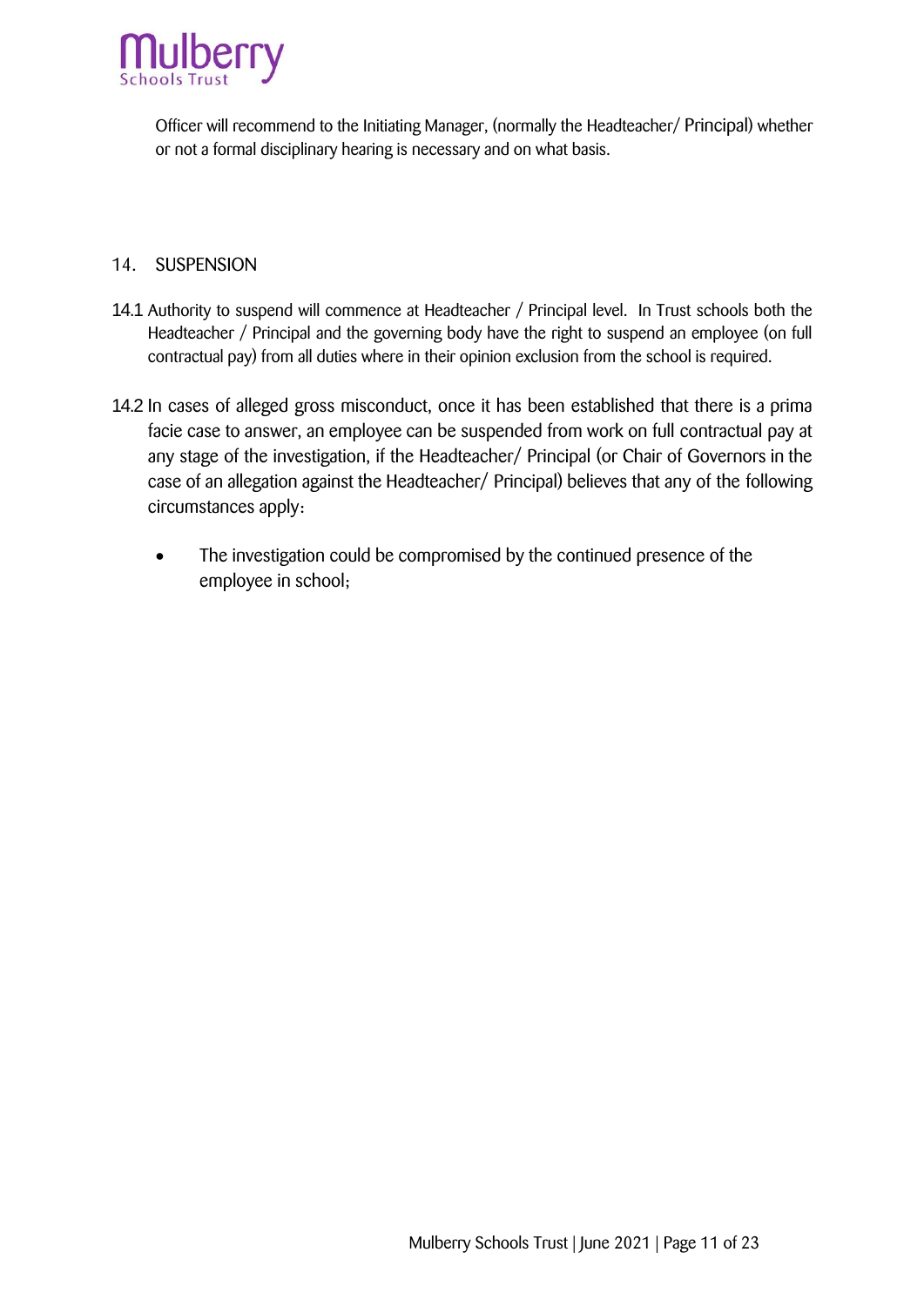Officer will recommend to the Initiating Manager, (normally the Headteacher/ Principal) whether or not a formal disciplinary hearing is necessary and on what basis.

## 14. SUSPENSION

14.1 Authority to suspend will commence at Headteacher / Principal level. In Trust schools both the Headteacher / Principal and the governing body have the right to suspend an employee (on full contractual pay) from all duties where in their opinion exclusion from the school is required.

14.2 In cases of alleged gross misconduct, once it has been established that there is a prima facie case to answer, an employee can be suspended from work on full contractual pay at any stage of the investigation, if the Headteacher/ Principal (or Chair of Governors in the case of an allegation against the Headteacher/ Principal) believes that any of the following circumstances apply:

- The investigation could be compromised by the continued presence of the employee in school;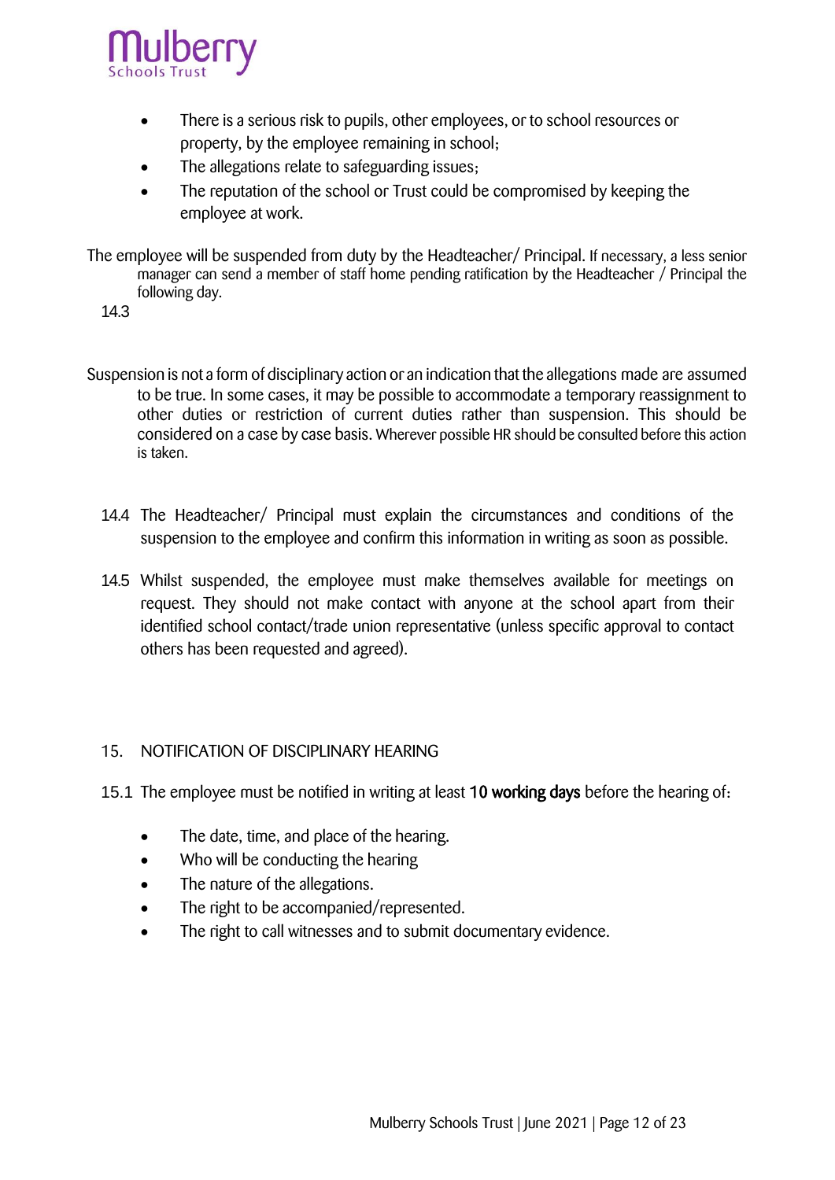- There is a serious risk to pupils, other employees, or to school resources or property, by the employee remaining in school;
- The allegations relate to safeguarding issues;
- The reputation of the school or Trust could be compromised by keeping the employee at work.

The employee will be suspended from duty by the Headteacher/ Principal. If necessary, a less senior manager can send a member of staff home pending ratification by the Headteacher / Principal the following day.

14.3

Suspension is not a form of disciplinary action or an indication that the allegations made are assumed to be true. In some cases, it may be possible to accommodate a temporary reassignment to other duties or restriction of current duties rather than suspension. This should be considered on a case by case basis. Wherever possible HR should be consulted before this action is taken.

14.4 The Headteacher/ Principal must explain the circumstances and conditions of the suspension to the employee and confirm this information in writing as soon as possible.

14.5 Whilst suspended, the employee must make themselves available for meetings on request. They should not make contact with anyone at the school apart from their identified school contact/trade union representative (unless specific approval to contact others has been requested and agreed).

## 15. NOTIFICATION OF DISCIPLINARY HEARING

15.1 The employee must be notified in writing at least **10 working days** before the hearing of:

- The date, time, and place of the hearing.
- Who will be conducting the hearing
- The nature of the allegations.
- The right to be accompanied/represented.
- The right to call witnesses and to submit documentary evidence.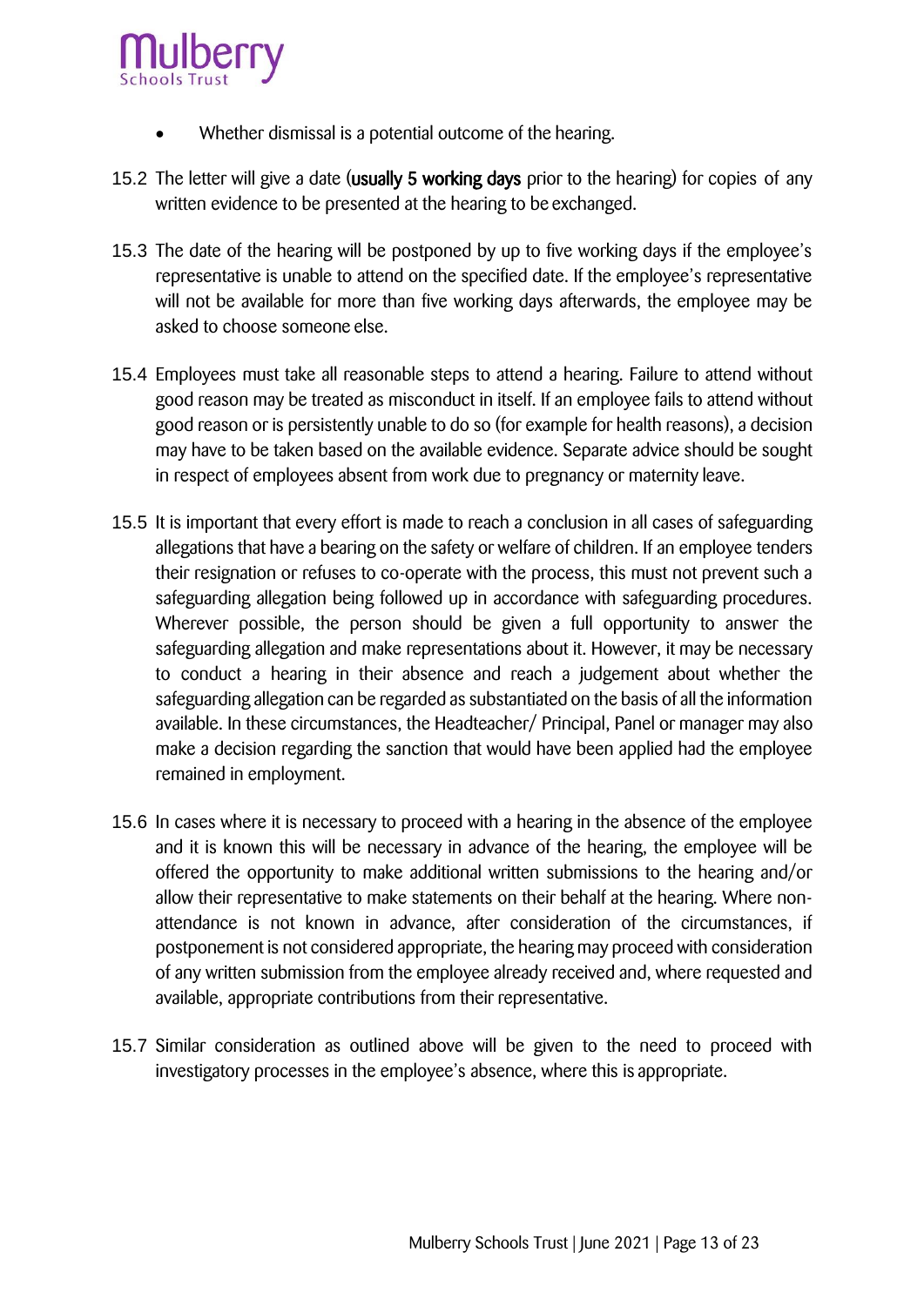- Whether dismissal is a potential outcome of the hearing.

15.2 The letter will give a date (**usually 5 working days** prior to the hearing) for copies of any written evidence to be presented at the hearing to be exchanged.

15.3 The date of the hearing will be postponed by up to five working days if the employee's representative is unable to attend on the specified date. If the employee's representative will not be available for more than five working days afterwards, the employee may be asked to choose someone else.

15.4 Employees must take all reasonable steps to attend a hearing. Failure to attend without good reason may be treated as misconduct in itself. If an employee fails to attend without good reason or is persistently unable to do so (for example for health reasons), a decision may have to be taken based on the available evidence. Separate advice should be sought in respect of employees absent from work due to pregnancy or maternity leave.

15.5 It is important that every effort is made to reach a conclusion in all cases of safeguarding allegations that have a bearing on the safety or welfare of children. If an employee tenders their resignation or refuses to co-operate with the process, this must not prevent such a safeguarding allegation being followed up in accordance with safeguarding procedures. Wherever possible, the person should be given a full opportunity to answer the safeguarding allegation and make representations about it. However, it may be necessary to conduct a hearing in their absence and reach a judgement about whether the safeguarding allegation can be regarded as substantiated on the basis of all the information available. In these circumstances, the Headteacher/ Principal, Panel or manager may also make a decision regarding the sanction that would have been applied had the employee remained in employment.

15.6 In cases where it is necessary to proceed with a hearing in the absence of the employee and it is known this will be necessary in advance of the hearing, the employee will be offered the opportunity to make additional written submissions to the hearing and/or allow their representative to make statements on their behalf at the hearing. Where non-attendance is not known in advance, after consideration of the circumstances, if postponement is not considered appropriate, the hearing may proceed with consideration of any written submission from the employee already received and, where requested and available, appropriate contributions from their representative.

15.7 Similar consideration as outlined above will be given to the need to proceed with investigatory processes in the employee's absence, where this is appropriate.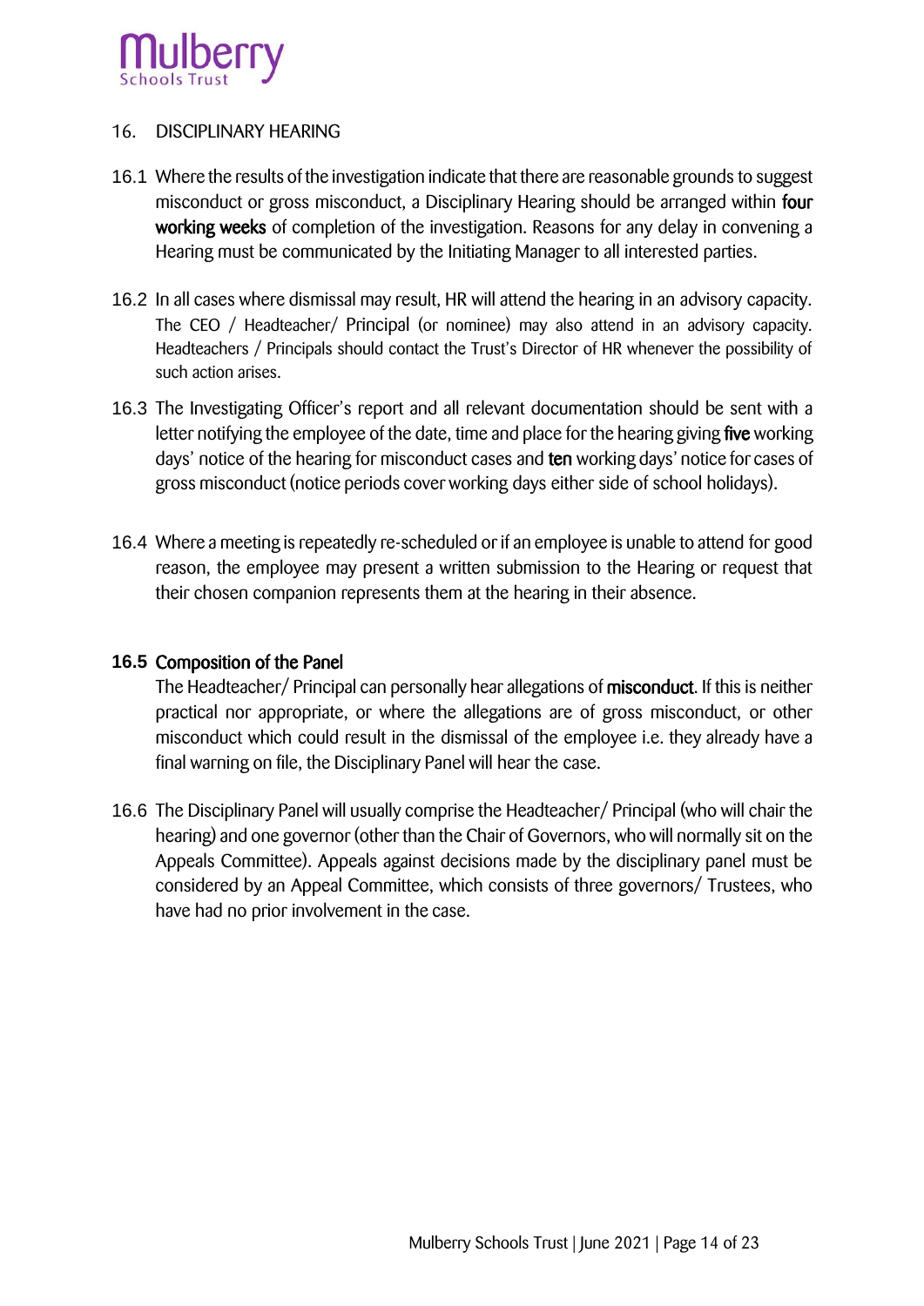## 16. DISCIPLINARY HEARING

16.1 Where the results of the investigation indicate that there are reasonable grounds to suggest misconduct or gross misconduct, a Disciplinary Hearing should be arranged within **four working weeks** of completion of the investigation. Reasons for any delay in convening a Hearing must be communicated by the Initiating Manager to all interested parties.

16.2 In all cases where dismissal may result, HR will attend the hearing in an advisory capacity. The CEO / Headteacher/ Principal (or nominee) may also attend in an advisory capacity. Headteachers / Principals should contact the Trust's Director of HR whenever the possibility of such action arises.

16.3 The Investigating Officer's report and all relevant documentation should be sent with a letter notifying the employee of the date, time and place for the hearing giving **five** working days' notice of the hearing for misconduct cases and **ten** working days' notice for cases of gross misconduct (notice periods cover working days either side of school holidays).

16.4 Where a meeting is repeatedly re-scheduled or if an employee is unable to attend for good reason, the employee may present a written submission to the Hearing or request that their chosen companion represents them at the hearing in their absence.

### 16.5 Composition of the Panel

The Headteacher/ Principal can personally hear allegations of **misconduct**. If this is neither practical nor appropriate, or where the allegations are of gross misconduct, or other misconduct which could result in the dismissal of the employee i.e. they already have a final warning on file, the Disciplinary Panel will hear the case.

16.6 The Disciplinary Panel will usually comprise the Headteacher/ Principal (who will chair the hearing) and one governor (other than the Chair of Governors, who will normally sit on the Appeals Committee). Appeals against decisions made by the disciplinary panel must be considered by an Appeal Committee, which consists of three governors/ Trustees, who have had no prior involvement in the case.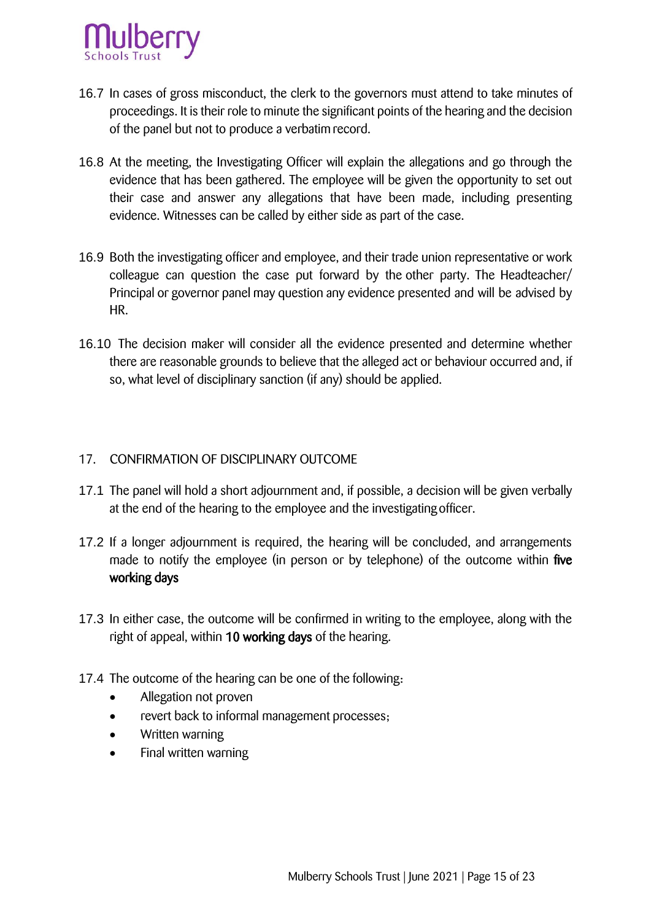16.7 In cases of gross misconduct, the clerk to the governors must attend to take minutes of proceedings. It is their role to minute the significant points of the hearing and the decision of the panel but not to produce a verbatim record.

16.8 At the meeting, the Investigating Officer will explain the allegations and go through the evidence that has been gathered. The employee will be given the opportunity to set out their case and answer any allegations that have been made, including presenting evidence. Witnesses can be called by either side as part of the case.

16.9 Both the investigating officer and employee, and their trade union representative or work colleague can question the case put forward by the other party. The Headteacher/ Principal or governor panel may question any evidence presented and will be advised by HR.

16.10 The decision maker will consider all the evidence presented and determine whether there are reasonable grounds to believe that the alleged act or behaviour occurred and, if so, what level of disciplinary sanction (if any) should be applied.

## 17. CONFIRMATION OF DISCIPLINARY OUTCOME

17.1 The panel will hold a short adjournment and, if possible, a decision will be given verbally at the end of the hearing to the employee and the investigating officer.

17.2 If a longer adjournment is required, the hearing will be concluded, and arrangements made to notify the employee (in person or by telephone) of the outcome within **five working days**

17.3 In either case, the outcome will be confirmed in writing to the employee, along with the right of appeal, within **10 working days** of the hearing.

17.4 The outcome of the hearing can be one of the following:

- Allegation not proven
- revert back to informal management processes;
- Written warning
- Final written warning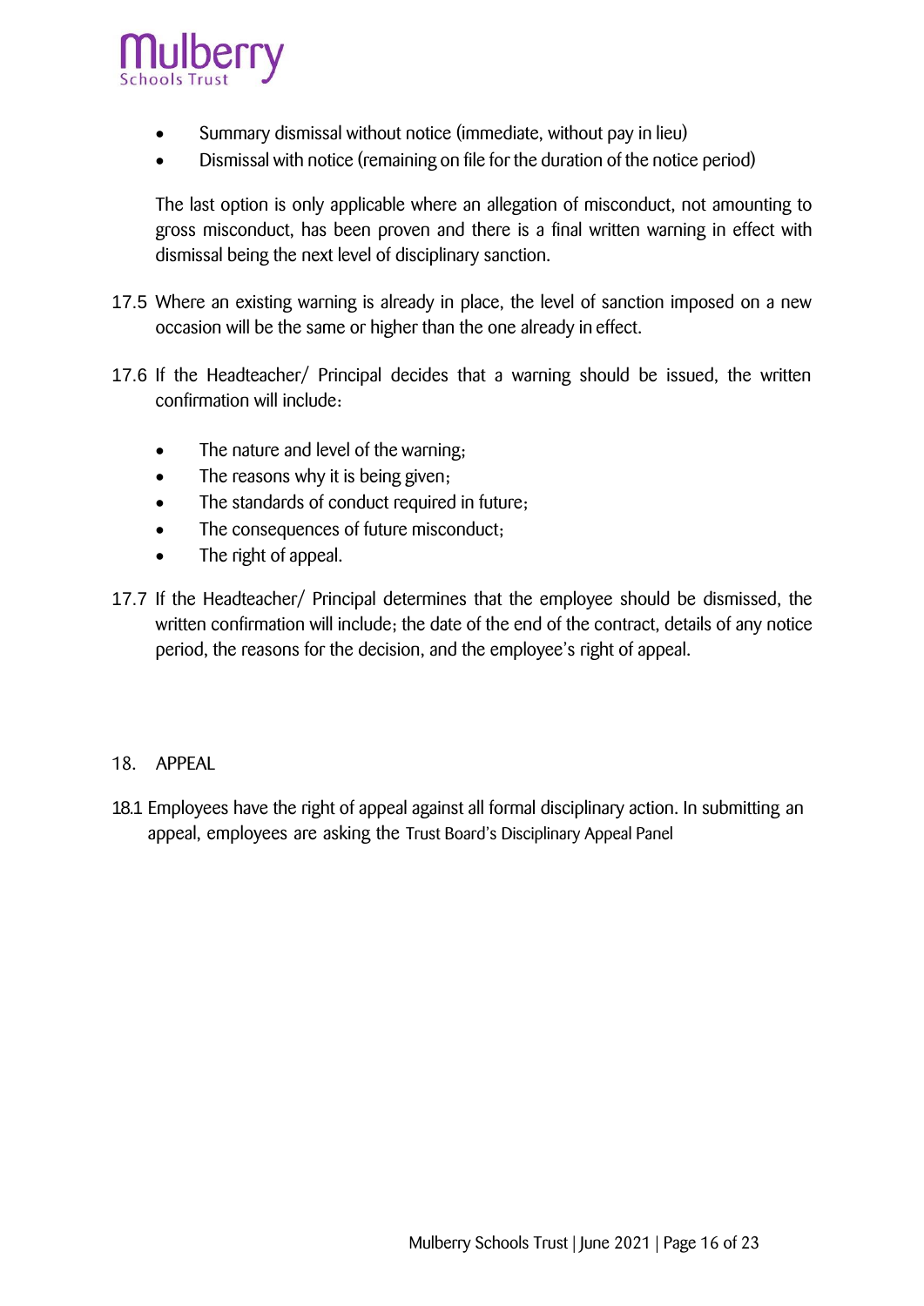- Summary dismissal without notice (immediate, without pay in lieu)
- Dismissal with notice (remaining on file for the duration of the notice period)

The last option is only applicable where an allegation of misconduct, not amounting to gross misconduct, has been proven and there is a final written warning in effect with dismissal being the next level of disciplinary sanction.

17.5 Where an existing warning is already in place, the level of sanction imposed on a new occasion will be the same or higher than the one already in effect.

17.6 If the Headteacher/ Principal decides that a warning should be issued, the written confirmation will include:

- The nature and level of the warning;
- The reasons why it is being given;
- The standards of conduct required in future;
- The consequences of future misconduct;
- The right of appeal.

17.7 If the Headteacher/ Principal determines that the employee should be dismissed, the written confirmation will include; the date of the end of the contract, details of any notice period, the reasons for the decision, and the employee's right of appeal.

## 18. APPEAL

18.1 Employees have the right of appeal against all formal disciplinary action. In submitting an appeal, employees are asking the Trust Board's Disciplinary Appeal Panel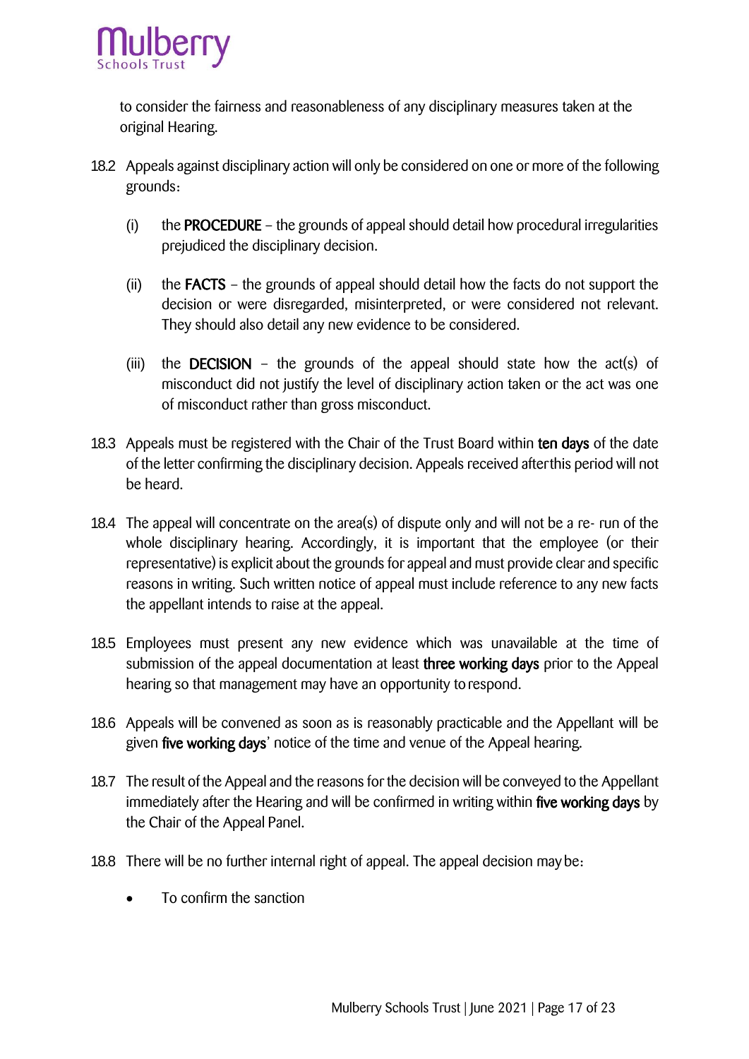to consider the fairness and reasonableness of any disciplinary measures taken at the original Hearing.

18.2 Appeals against disciplinary action will only be considered on one or more of the following grounds:

(i) the **PROCEDURE** – the grounds of appeal should detail how procedural irregularities prejudiced the disciplinary decision.

(ii) the **FACTS** – the grounds of appeal should detail how the facts do not support the decision or were disregarded, misinterpreted, or were considered not relevant. They should also detail any new evidence to be considered.

(iii) the **DECISION** – the grounds of the appeal should state how the act(s) of misconduct did not justify the level of disciplinary action taken or the act was one of misconduct rather than gross misconduct.

18.3 Appeals must be registered with the Chair of the Trust Board within **ten days** of the date of the letter confirming the disciplinary decision. Appeals received after this period will not be heard.

18.4 The appeal will concentrate on the area(s) of dispute only and will not be a re- run of the whole disciplinary hearing. Accordingly, it is important that the employee (or their representative) is explicit about the grounds for appeal and must provide clear and specific reasons in writing. Such written notice of appeal must include reference to any new facts the appellant intends to raise at the appeal.

18.5 Employees must present any new evidence which was unavailable at the time of submission of the appeal documentation at least **three working days** prior to the Appeal hearing so that management may have an opportunity to respond.

18.6 Appeals will be convened as soon as is reasonably practicable and the Appellant will be given **five working days**' notice of the time and venue of the Appeal hearing.

18.7 The result of the Appeal and the reasons for the decision will be conveyed to the Appellant immediately after the Hearing and will be confirmed in writing within **five working days** by the Chair of the Appeal Panel.

18.8 There will be no further internal right of appeal. The appeal decision may be:

- To confirm the sanction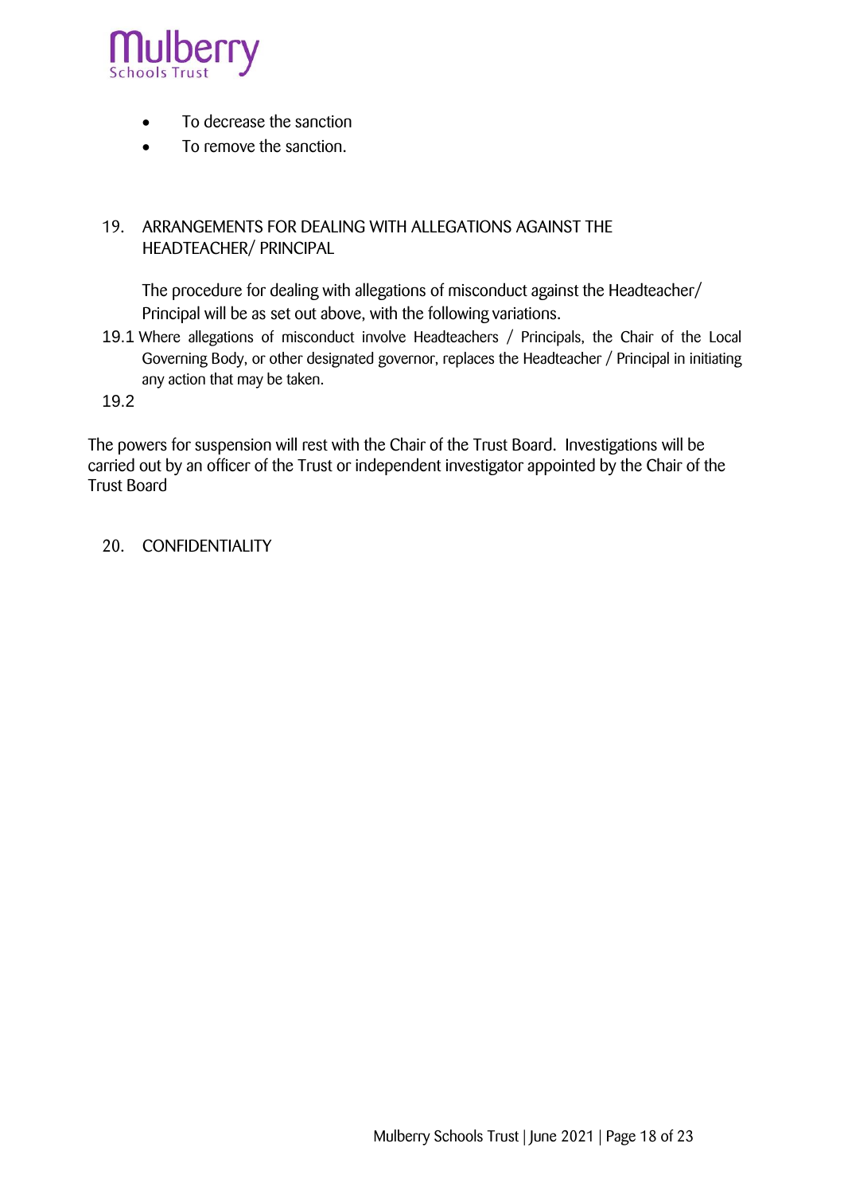- To decrease the sanction
- To remove the sanction.

## 19. ARRANGEMENTS FOR DEALING WITH ALLEGATIONS AGAINST THE HEADTEACHER/ PRINCIPAL

The procedure for dealing with allegations of misconduct against the Headteacher/ Principal will be as set out above, with the following variations.

19.1 Where allegations of misconduct involve Headteachers / Principals, the Chair of the Local Governing Body, or other designated governor, replaces the Headteacher / Principal in initiating any action that may be taken.

19.2

The powers for suspension will rest with the Chair of the Trust Board. Investigations will be carried out by an officer of the Trust or independent investigator appointed by the Chair of the Trust Board

## 20. CONFIDENTIALITY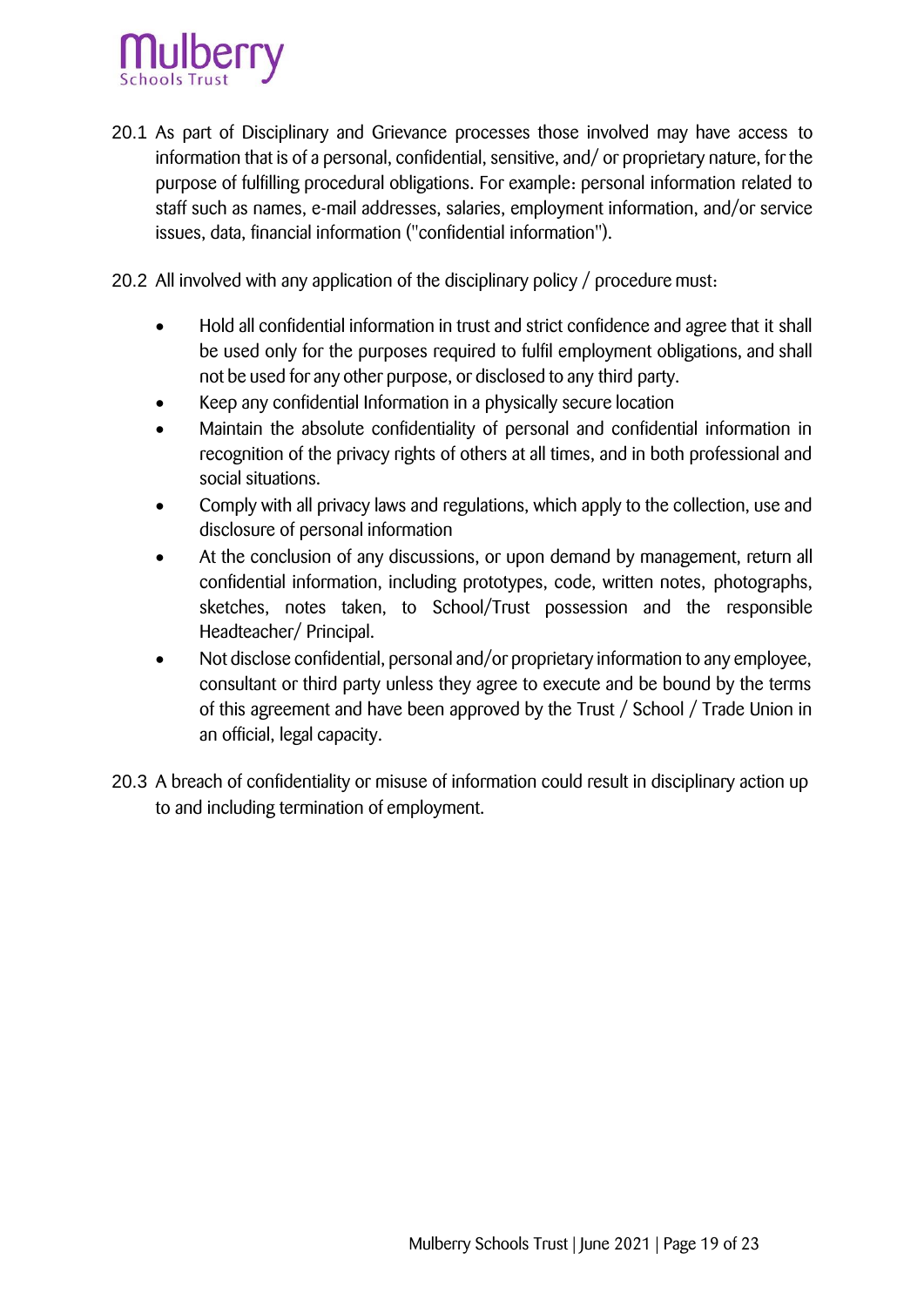20.1 As part of Disciplinary and Grievance processes those involved may have access to information that is of a personal, confidential, sensitive, and/ or proprietary nature, for the purpose of fulfilling procedural obligations. For example: personal information related to staff such as names, e-mail addresses, salaries, employment information, and/or service issues, data, financial information ("confidential information").

20.2 All involved with any application of the disciplinary policy / procedure must:

- Hold all confidential information in trust and strict confidence and agree that it shall be used only for the purposes required to fulfil employment obligations, and shall not be used for any other purpose, or disclosed to any third party.
- Keep any confidential Information in a physically secure location
- Maintain the absolute confidentiality of personal and confidential information in recognition of the privacy rights of others at all times, and in both professional and social situations.
- Comply with all privacy laws and regulations, which apply to the collection, use and disclosure of personal information
- At the conclusion of any discussions, or upon demand by management, return all confidential information, including prototypes, code, written notes, photographs, sketches, notes taken, to School/Trust possession and the responsible Headteacher/ Principal.
- Not disclose confidential, personal and/or proprietary information to any employee, consultant or third party unless they agree to execute and be bound by the terms of this agreement and have been approved by the Trust / School / Trade Union in an official, legal capacity.

20.3 A breach of confidentiality or misuse of information could result in disciplinary action up to and including termination of employment.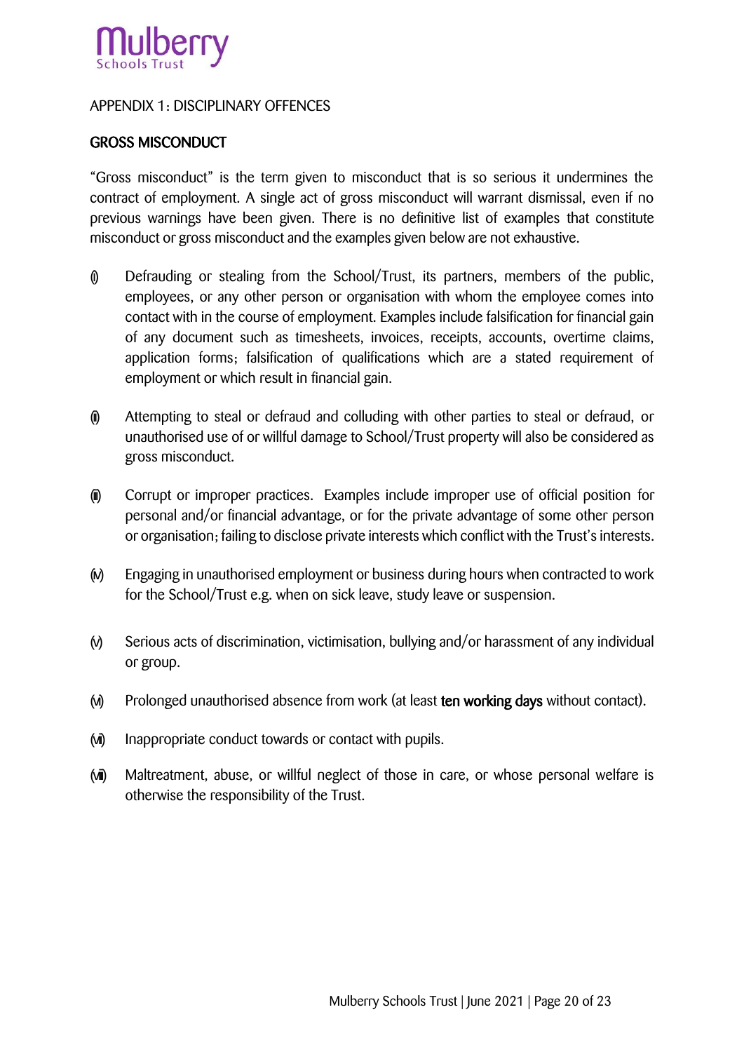APPENDIX 1: DISCIPLINARY OFFENCES

## GROSS MISCONDUCT

"Gross misconduct" is the term given to misconduct that is so serious it undermines the contract of employment. A single act of gross misconduct will warrant dismissal, even if no previous warnings have been given. There is no definitive list of examples that constitute misconduct or gross misconduct and the examples given below are not exhaustive.

(i) Defrauding or stealing from the School/Trust, its partners, members of the public, employees, or any other person or organisation with whom the employee comes into contact with in the course of employment. Examples include falsification for financial gain of any document such as timesheets, invoices, receipts, accounts, overtime claims, application forms; falsification of qualifications which are a stated requirement of employment or which result in financial gain.

(ii) Attempting to steal or defraud and colluding with other parties to steal or defraud, or unauthorised use of or willful damage to School/Trust property will also be considered as gross misconduct.

(iii) Corrupt or improper practices. Examples include improper use of official position for personal and/or financial advantage, or for the private advantage of some other person or organisation; failing to disclose private interests which conflict with the Trust's interests.

(iv) Engaging in unauthorised employment or business during hours when contracted to work for the School/Trust e.g. when on sick leave, study leave or suspension.

(v) Serious acts of discrimination, victimisation, bullying and/or harassment of any individual or group.

(vi) Prolonged unauthorised absence from work (at least **ten working days** without contact).

(vii) Inappropriate conduct towards or contact with pupils.

(viii) Maltreatment, abuse, or willful neglect of those in care, or whose personal welfare is otherwise the responsibility of the Trust.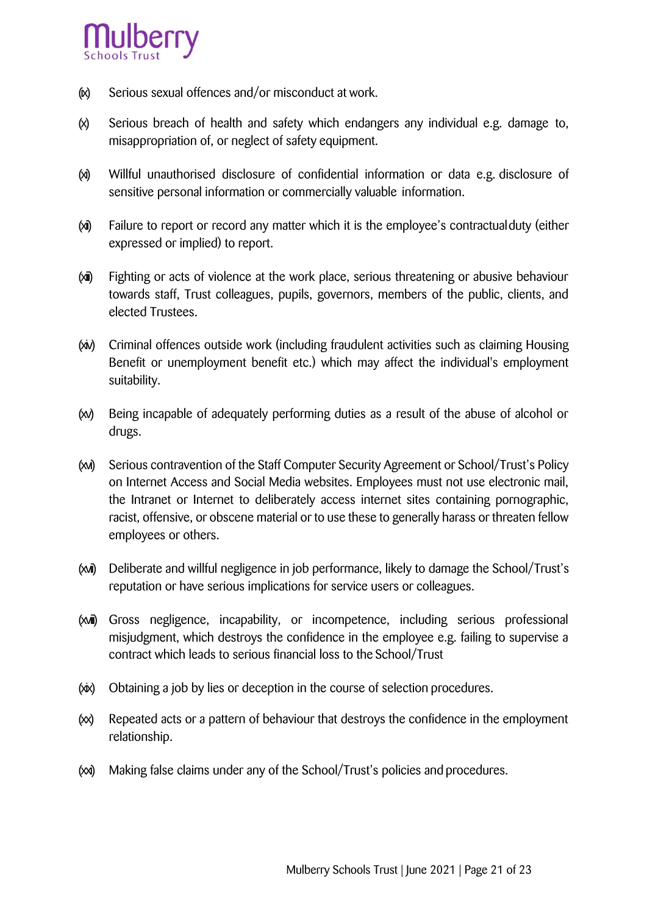(ix) Serious sexual offences and/or misconduct at work.

(x) Serious breach of health and safety which endangers any individual e.g. damage to, misappropriation of, or neglect of safety equipment.

(xi) Willful unauthorised disclosure of confidential information or data e.g. disclosure of sensitive personal information or commercially valuable information.

(xii) Failure to report or record any matter which it is the employee's contractual duty (either expressed or implied) to report.

(xiii) Fighting or acts of violence at the work place, serious threatening or abusive behaviour towards staff, Trust colleagues, pupils, governors, members of the public, clients, and elected Trustees.

(xiv) Criminal offences outside work (including fraudulent activities such as claiming Housing Benefit or unemployment benefit etc.) which may affect the individual's employment suitability.

(xv) Being incapable of adequately performing duties as a result of the abuse of alcohol or drugs.

(xvi) Serious contravention of the Staff Computer Security Agreement or School/Trust's Policy on Internet Access and Social Media websites. Employees must not use electronic mail, the Intranet or Internet to deliberately access internet sites containing pornographic, racist, offensive, or obscene material or to use these to generally harass or threaten fellow employees or others.

(xvii) Deliberate and willful negligence in job performance, likely to damage the School/Trust's reputation or have serious implications for service users or colleagues.

(xviii) Gross negligence, incapability, or incompetence, including serious professional misjudgment, which destroys the confidence in the employee e.g. failing to supervise a contract which leads to serious financial loss to the School/Trust

(xix) Obtaining a job by lies or deception in the course of selection procedures.

(xx) Repeated acts or a pattern of behaviour that destroys the confidence in the employment relationship.

(xxi) Making false claims under any of the School/Trust's policies and procedures.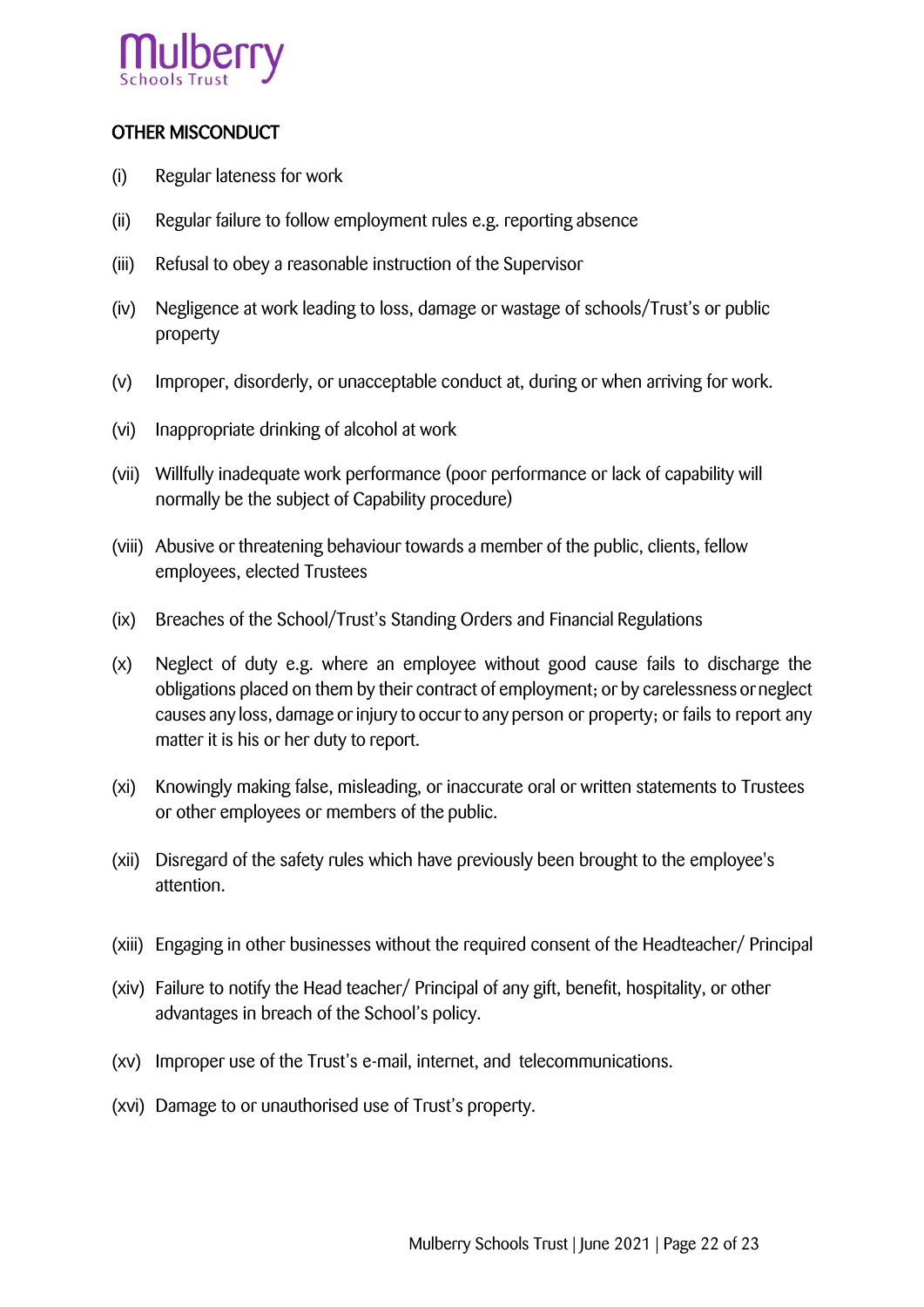## OTHER MISCONDUCT

(i) Regular lateness for work

(ii) Regular failure to follow employment rules e.g. reporting absence

(iii) Refusal to obey a reasonable instruction of the Supervisor

(iv) Negligence at work leading to loss, damage or wastage of schools/Trust's or public property

(v) Improper, disorderly, or unacceptable conduct at, during or when arriving for work.

(vi) Inappropriate drinking of alcohol at work

(vii) Willfully inadequate work performance (poor performance or lack of capability will normally be the subject of Capability procedure)

(viii) Abusive or threatening behaviour towards a member of the public, clients, fellow employees, elected Trustees

(ix) Breaches of the School/Trust's Standing Orders and Financial Regulations

(x) Neglect of duty e.g. where an employee without good cause fails to discharge the obligations placed on them by their contract of employment; or by carelessness or neglect causes any loss, damage or injury to occur to any person or property; or fails to report any matter it is his or her duty to report.

(xi) Knowingly making false, misleading, or inaccurate oral or written statements to Trustees or other employees or members of the public.

(xii) Disregard of the safety rules which have previously been brought to the employee's attention.

(xiii) Engaging in other businesses without the required consent of the Headteacher/ Principal

(xiv) Failure to notify the Head teacher/ Principal of any gift, benefit, hospitality, or other advantages in breach of the School's policy.

(xv) Improper use of the Trust's e-mail, internet, and telecommunications.

(xvi) Damage to or unauthorised use of Trust's property.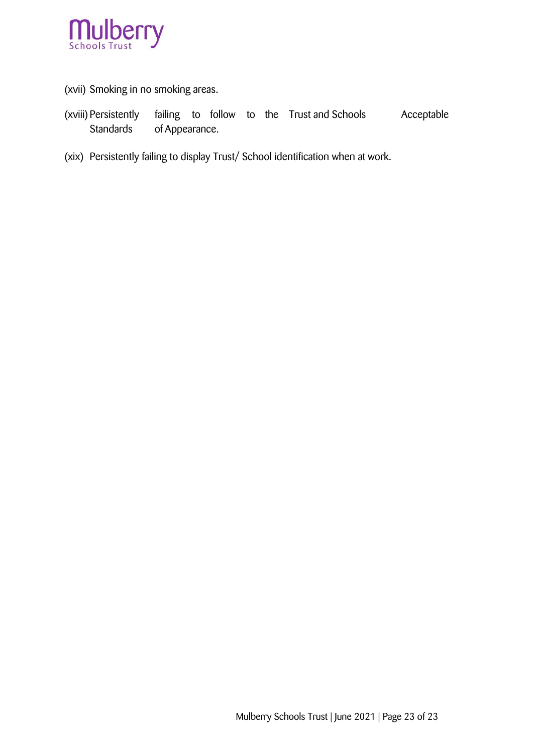(xvii) Smoking in no smoking areas.

(xviii) Persistently failing to follow to the Trust and Schools Acceptable Standards of Appearance.

(xix) Persistently failing to display Trust/ School identification when at work.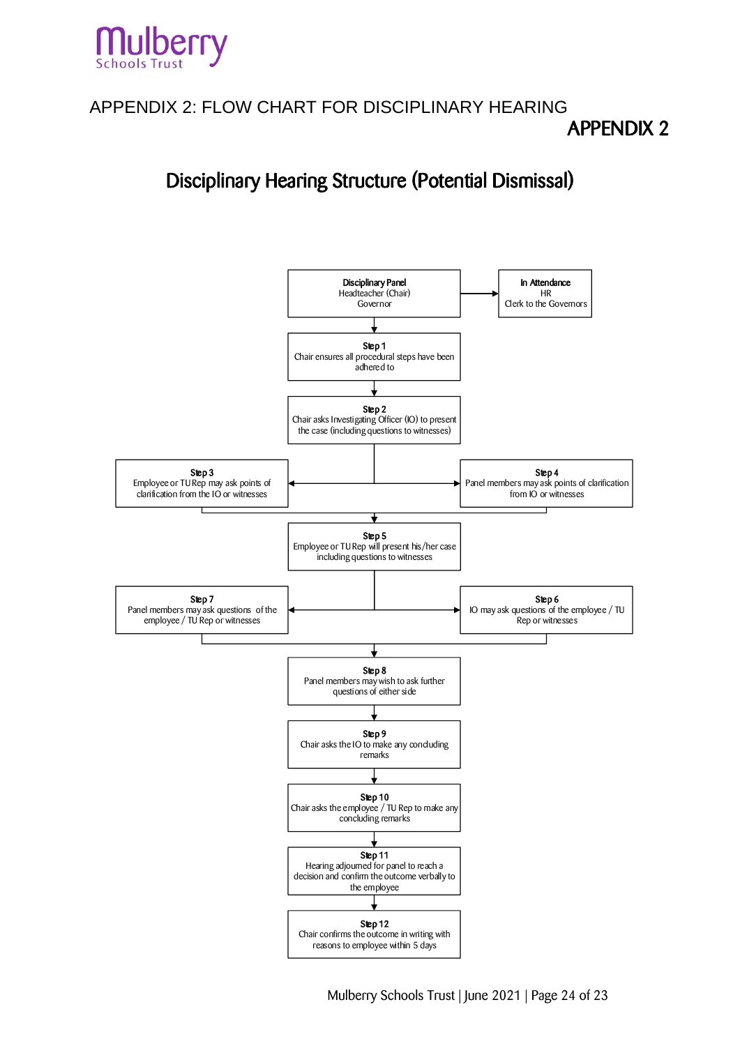# APPENDIX 2: FLOW CHART FOR DISCIPLINARY HEARING

**APPENDIX 2**

## Disciplinary Hearing Structure (Potential Dismissal)

**Disciplinary Panel**
Headteacher (Chair)
Governor

**In Attendance**
HR
Clerk to the Governors

**Step 1**
Chair ensures all procedural steps have been adhered to

**Step 2**
Chair asks Investigating Officer (IO) to present the case (including questions to witnesses)

**Step 3**
Employee or TU Rep may ask points of clarification from the IO or witnesses

**Step 4**
Panel members may ask points of clarification from IO or witnesses

**Step 5**
Employee or TU Rep will present his/her case including questions to witnesses

**Step 6**
IO may ask questions of the employee / TU Rep or witnesses

**Step 7**
Panel members may ask questions of the employee / TU Rep or witnesses

**Step 8**
Panel members may wish to ask further questions of either side

**Step 9**
Chair asks the IO to make any concluding remarks

**Step 10**
Chair asks the employee / TU Rep to make any concluding remarks

**Step 11**
Hearing adjourned for panel to reach a decision and confirm the outcome verbally to the employee

**Step 12**
Chair confirms the outcome in writing with reasons to employee within 5 days